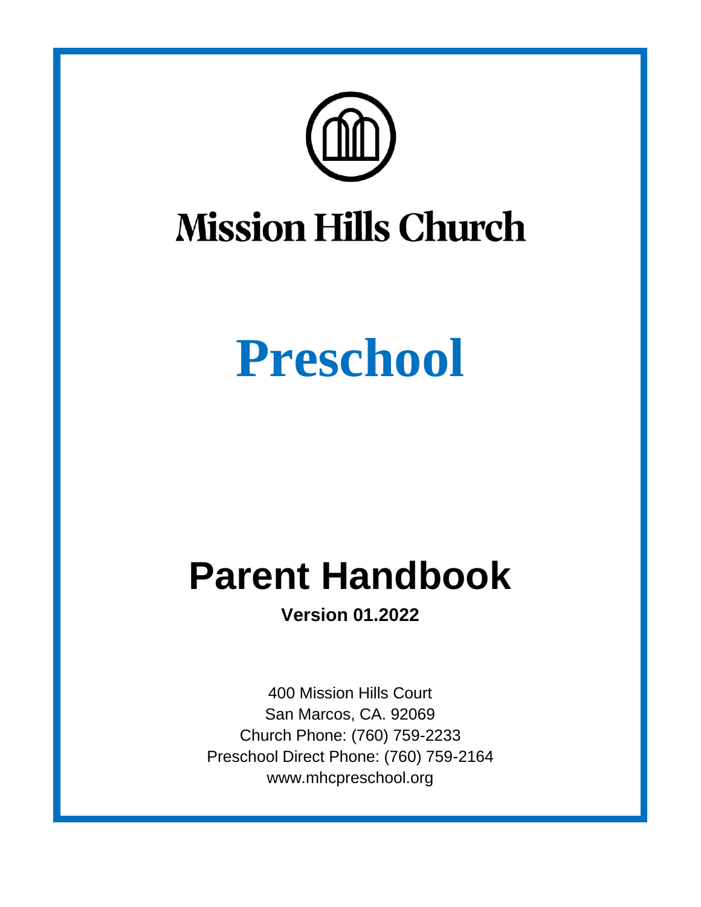# Mission Hills Church

# Preschool

# Parent Handbook

**Version 01.2022**

400 Mission Hills Court
San Marcos, CA. 92069
Church Phone: (760) 759-2233
Preschool Direct Phone: (760) 759-2164
www.mhcpreschool.org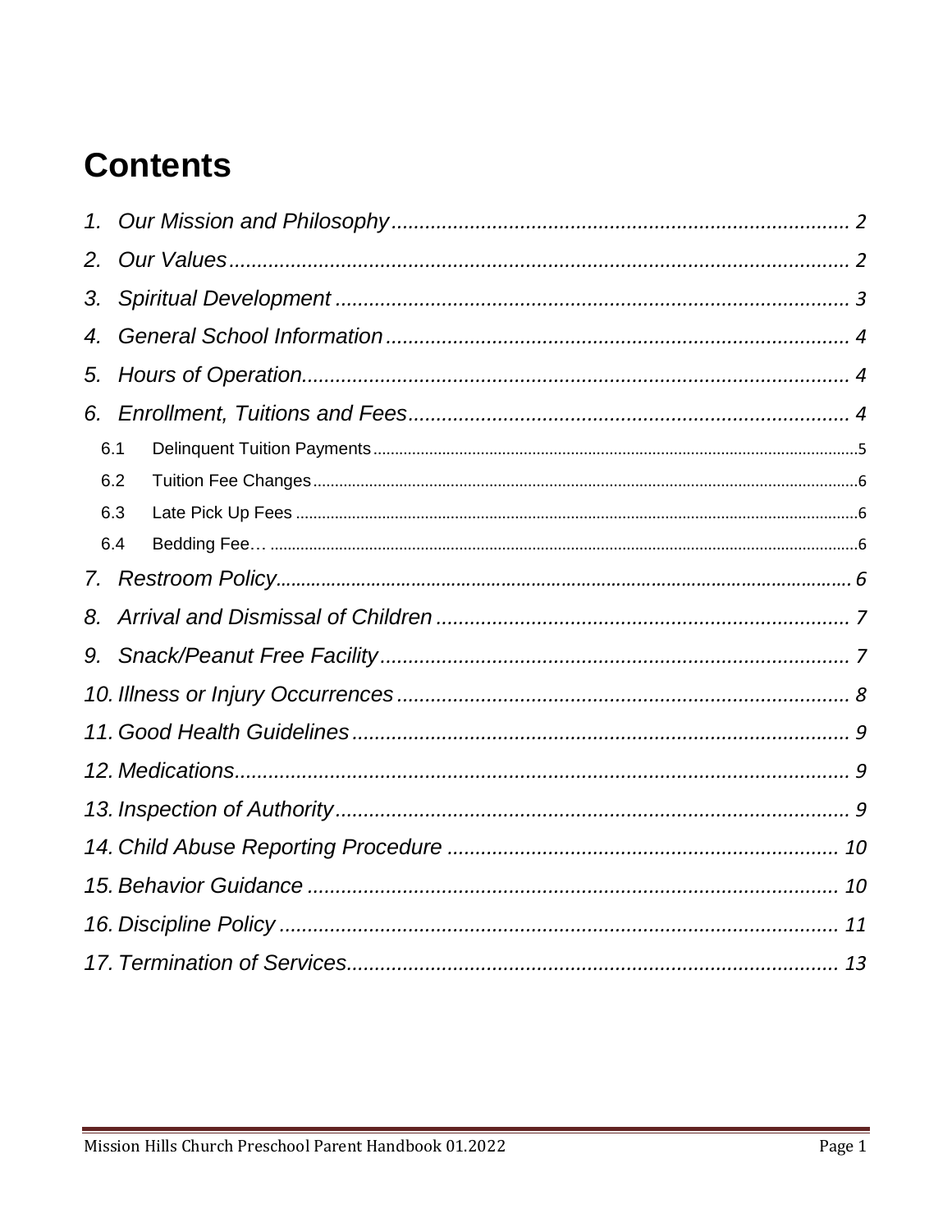# Contents

1. Our Mission and Philosophy .......... 2
2. Our Values .......... 2
3. Spiritual Development .......... 3
4. General School Information .......... 4
5. Hours of Operation .......... 4
6. Enrollment, Tuitions and Fees .......... 4
   - 6.1 Delinquent Tuition Payments .......... 5
   - 6.2 Tuition Fee Changes .......... 6
   - 6.3 Late Pick Up Fees .......... 6
   - 6.4 Bedding Fee… .......... 6
7. Restroom Policy .......... 6
8. Arrival and Dismissal of Children .......... 7
9. Snack/Peanut Free Facility .......... 7
10. Illness or Injury Occurrences .......... 8
11. Good Health Guidelines .......... 9
12. Medications .......... 9
13. Inspection of Authority .......... 9
14. Child Abuse Reporting Procedure .......... 10
15. Behavior Guidance .......... 10
16. Discipline Policy .......... 11
17. Termination of Services .......... 13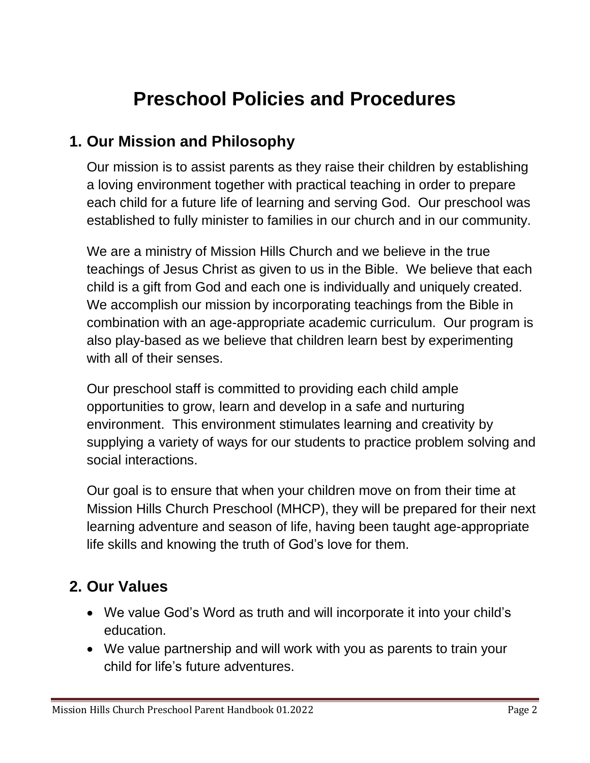# Preschool Policies and Procedures

## 1. Our Mission and Philosophy

Our mission is to assist parents as they raise their children by establishing a loving environment together with practical teaching in order to prepare each child for a future life of learning and serving God. Our preschool was established to fully minister to families in our church and in our community.

We are a ministry of Mission Hills Church and we believe in the true teachings of Jesus Christ as given to us in the Bible. We believe that each child is a gift from God and each one is individually and uniquely created. We accomplish our mission by incorporating teachings from the Bible in combination with an age-appropriate academic curriculum. Our program is also play-based as we believe that children learn best by experimenting with all of their senses.

Our preschool staff is committed to providing each child ample opportunities to grow, learn and develop in a safe and nurturing environment. This environment stimulates learning and creativity by supplying a variety of ways for our students to practice problem solving and social interactions.

Our goal is to ensure that when your children move on from their time at Mission Hills Church Preschool (MHCP), they will be prepared for their next learning adventure and season of life, having been taught age-appropriate life skills and knowing the truth of God's love for them.

## 2. Our Values

- We value God's Word as truth and will incorporate it into your child's education.
- We value partnership and will work with you as parents to train your child for life's future adventures.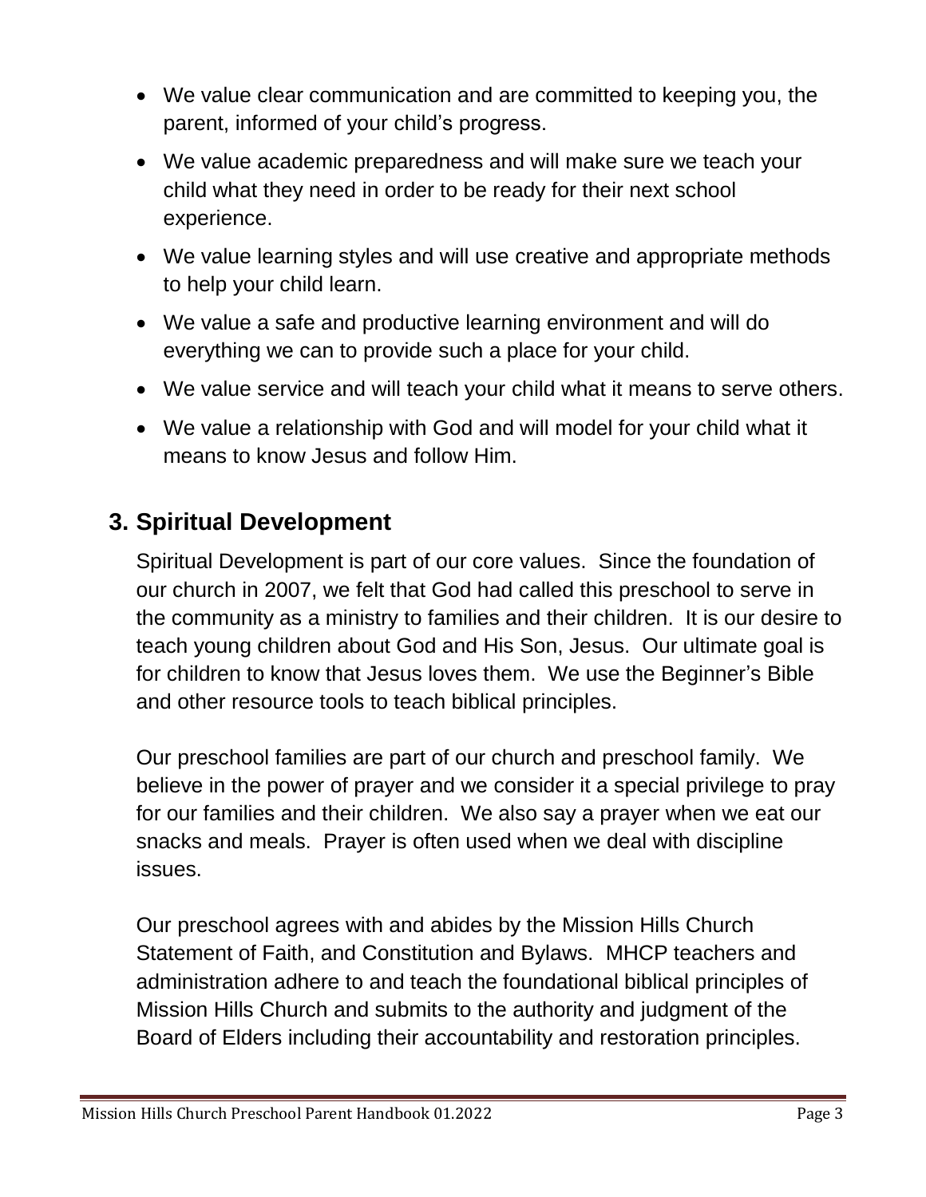- We value clear communication and are committed to keeping you, the parent, informed of your child's progress.
- We value academic preparedness and will make sure we teach your child what they need in order to be ready for their next school experience.
- We value learning styles and will use creative and appropriate methods to help your child learn.
- We value a safe and productive learning environment and will do everything we can to provide such a place for your child.
- We value service and will teach your child what it means to serve others.
- We value a relationship with God and will model for your child what it means to know Jesus and follow Him.

## 3. Spiritual Development

Spiritual Development is part of our core values. Since the foundation of our church in 2007, we felt that God had called this preschool to serve in the community as a ministry to families and their children. It is our desire to teach young children about God and His Son, Jesus. Our ultimate goal is for children to know that Jesus loves them. We use the Beginner's Bible and other resource tools to teach biblical principles.

Our preschool families are part of our church and preschool family. We believe in the power of prayer and we consider it a special privilege to pray for our families and their children. We also say a prayer when we eat our snacks and meals. Prayer is often used when we deal with discipline issues.

Our preschool agrees with and abides by the Mission Hills Church Statement of Faith, and Constitution and Bylaws. MHCP teachers and administration adhere to and teach the foundational biblical principles of Mission Hills Church and submits to the authority and judgment of the Board of Elders including their accountability and restoration principles.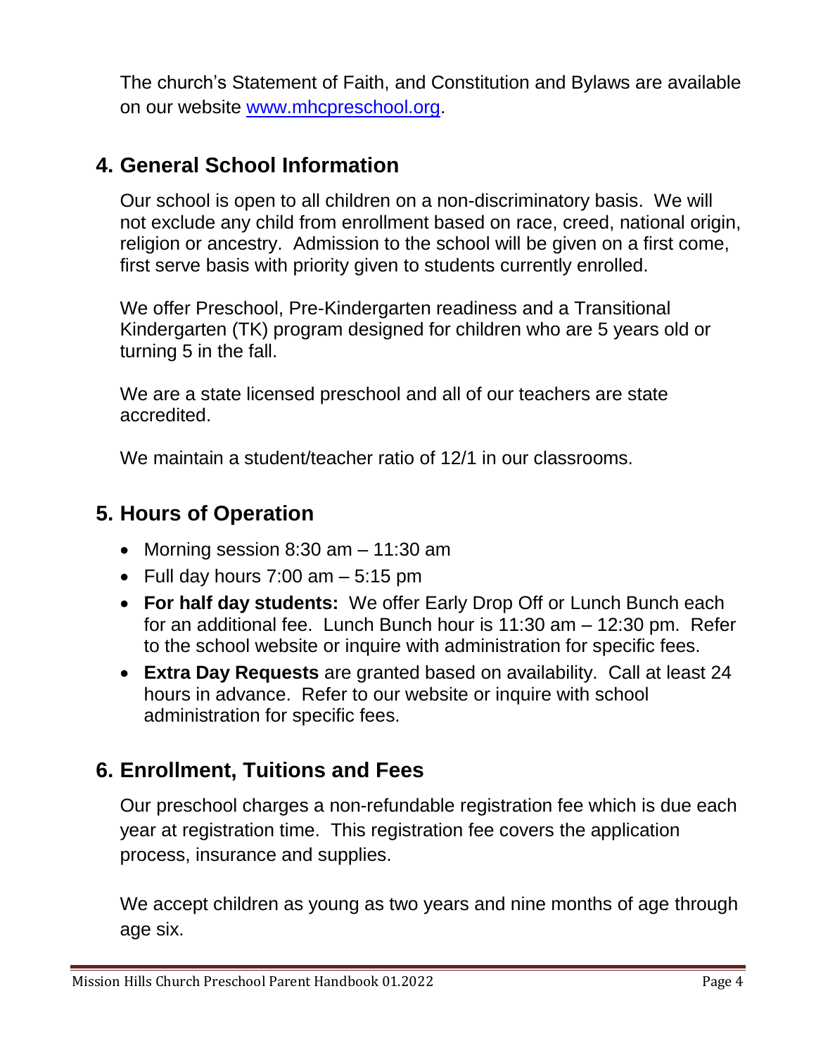The church's Statement of Faith, and Constitution and Bylaws are available on our website [www.mhcpreschool.org](http://www.mhcpreschool.org).

## 4. General School Information

Our school is open to all children on a non-discriminatory basis. We will not exclude any child from enrollment based on race, creed, national origin, religion or ancestry. Admission to the school will be given on a first come, first serve basis with priority given to students currently enrolled.

We offer Preschool, Pre-Kindergarten readiness and a Transitional Kindergarten (TK) program designed for children who are 5 years old or turning 5 in the fall.

We are a state licensed preschool and all of our teachers are state accredited.

We maintain a student/teacher ratio of 12/1 in our classrooms.

## 5. Hours of Operation

- Morning session 8:30 am – 11:30 am
- Full day hours 7:00 am – 5:15 pm
- **For half day students:** We offer Early Drop Off or Lunch Bunch each for an additional fee. Lunch Bunch hour is 11:30 am – 12:30 pm. Refer to the school website or inquire with administration for specific fees.
- **Extra Day Requests** are granted based on availability. Call at least 24 hours in advance. Refer to our website or inquire with school administration for specific fees.

## 6. Enrollment, Tuitions and Fees

Our preschool charges a non-refundable registration fee which is due each year at registration time. This registration fee covers the application process, insurance and supplies.

We accept children as young as two years and nine months of age through age six.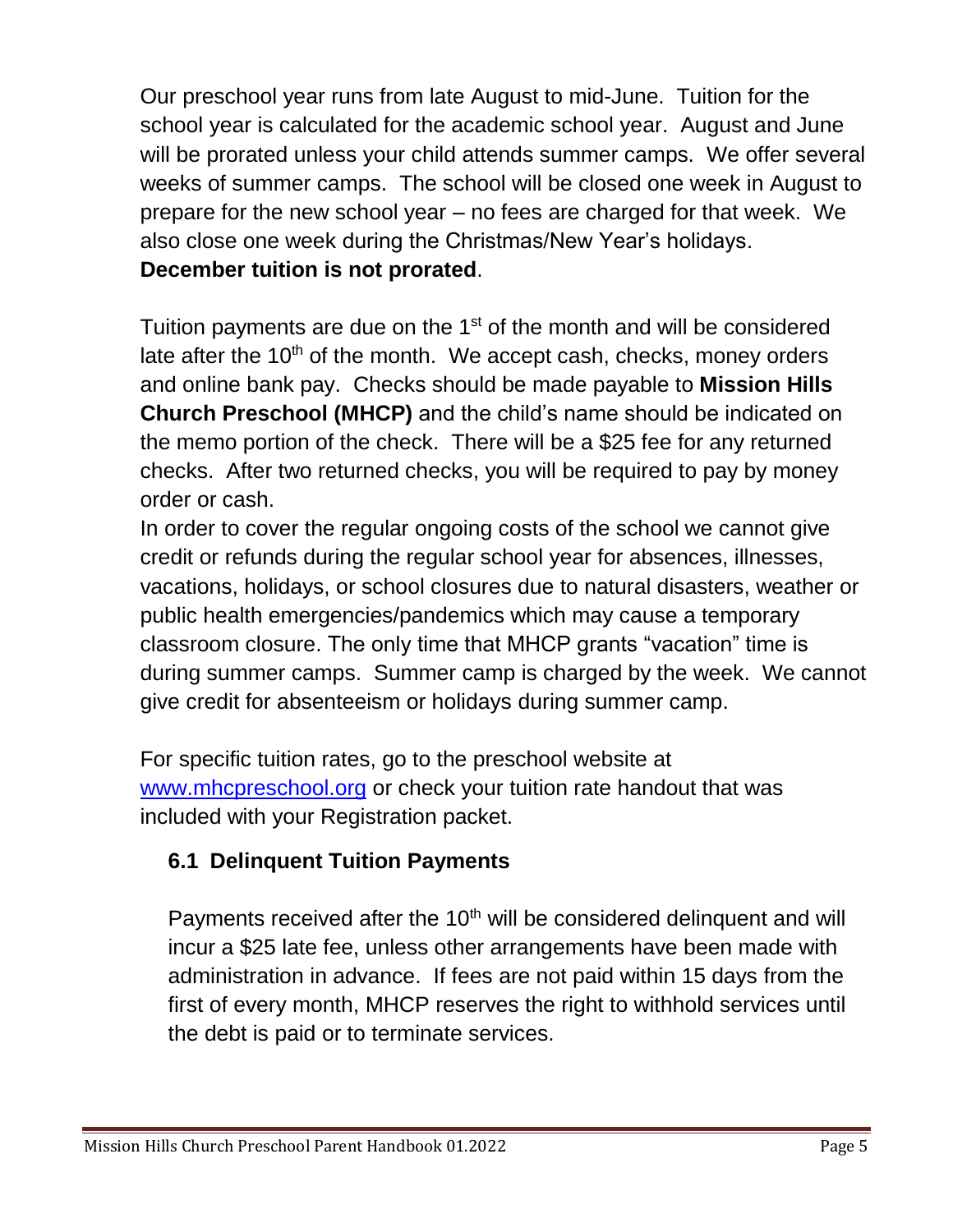Our preschool year runs from late August to mid-June. Tuition for the school year is calculated for the academic school year. August and June will be prorated unless your child attends summer camps. We offer several weeks of summer camps. The school will be closed one week in August to prepare for the new school year – no fees are charged for that week. We also close one week during the Christmas/New Year's holidays. **December tuition is not prorated**.

Tuition payments are due on the 1st of the month and will be considered late after the 10th of the month. We accept cash, checks, money orders and online bank pay. Checks should be made payable to **Mission Hills Church Preschool (MHCP)** and the child's name should be indicated on the memo portion of the check. There will be a $25 fee for any returned checks. After two returned checks, you will be required to pay by money order or cash.

In order to cover the regular ongoing costs of the school we cannot give credit or refunds during the regular school year for absences, illnesses, vacations, holidays, or school closures due to natural disasters, weather or public health emergencies/pandemics which may cause a temporary classroom closure. The only time that MHCP grants "vacation" time is during summer camps. Summer camp is charged by the week. We cannot give credit for absenteeism or holidays during summer camp.

For specific tuition rates, go to the preschool website at [www.mhcpreschool.org](http://www.mhcpreschool.org) or check your tuition rate handout that was included with your Registration packet.

### 6.1 Delinquent Tuition Payments

Payments received after the 10th will be considered delinquent and will incur a $25 late fee, unless other arrangements have been made with administration in advance. If fees are not paid within 15 days from the first of every month, MHCP reserves the right to withhold services until the debt is paid or to terminate services.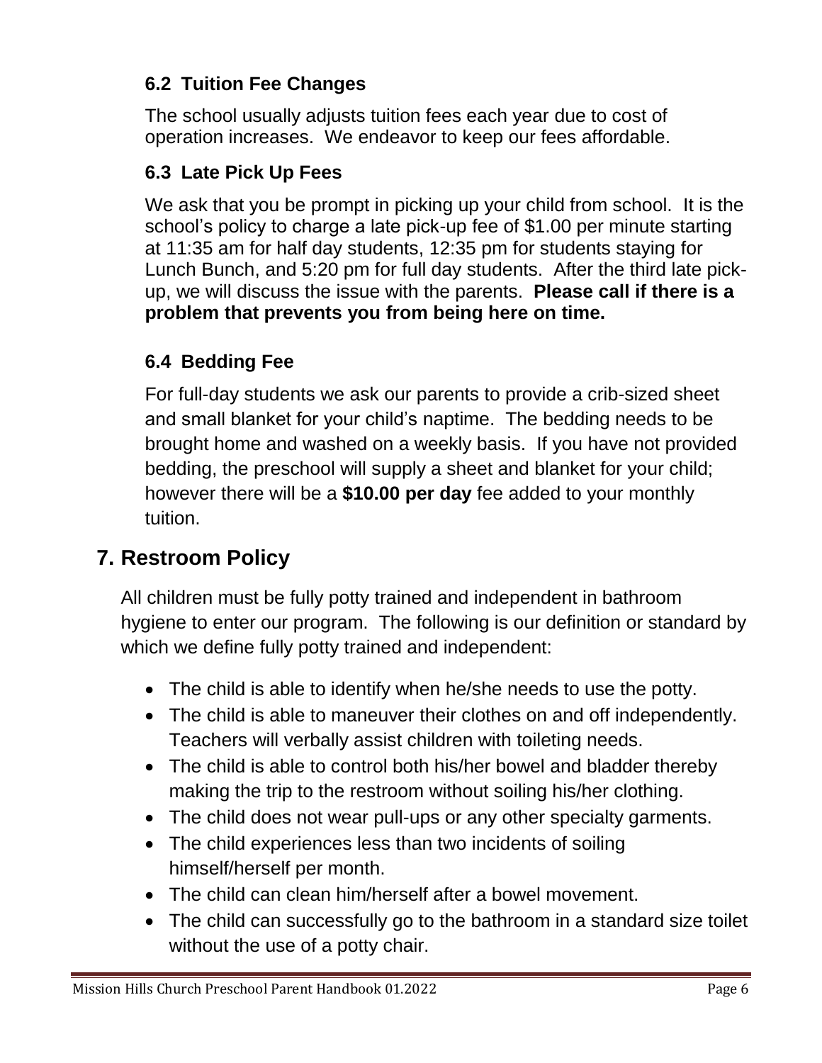### 6.2 Tuition Fee Changes

The school usually adjusts tuition fees each year due to cost of operation increases. We endeavor to keep our fees affordable.

### 6.3 Late Pick Up Fees

We ask that you be prompt in picking up your child from school. It is the school's policy to charge a late pick-up fee of $1.00 per minute starting at 11:35 am for half day students, 12:35 pm for students staying for Lunch Bunch, and 5:20 pm for full day students. After the third late pick-up, we will discuss the issue with the parents. **Please call if there is a problem that prevents you from being here on time.**

### 6.4 Bedding Fee

For full-day students we ask our parents to provide a crib-sized sheet and small blanket for your child's naptime. The bedding needs to be brought home and washed on a weekly basis. If you have not provided bedding, the preschool will supply a sheet and blanket for your child; however there will be a **$10.00 per day** fee added to your monthly tuition.

## 7. Restroom Policy

All children must be fully potty trained and independent in bathroom hygiene to enter our program. The following is our definition or standard by which we define fully potty trained and independent:

- The child is able to identify when he/she needs to use the potty.
- The child is able to maneuver their clothes on and off independently. Teachers will verbally assist children with toileting needs.
- The child is able to control both his/her bowel and bladder thereby making the trip to the restroom without soiling his/her clothing.
- The child does not wear pull-ups or any other specialty garments.
- The child experiences less than two incidents of soiling himself/herself per month.
- The child can clean him/herself after a bowel movement.
- The child can successfully go to the bathroom in a standard size toilet without the use of a potty chair.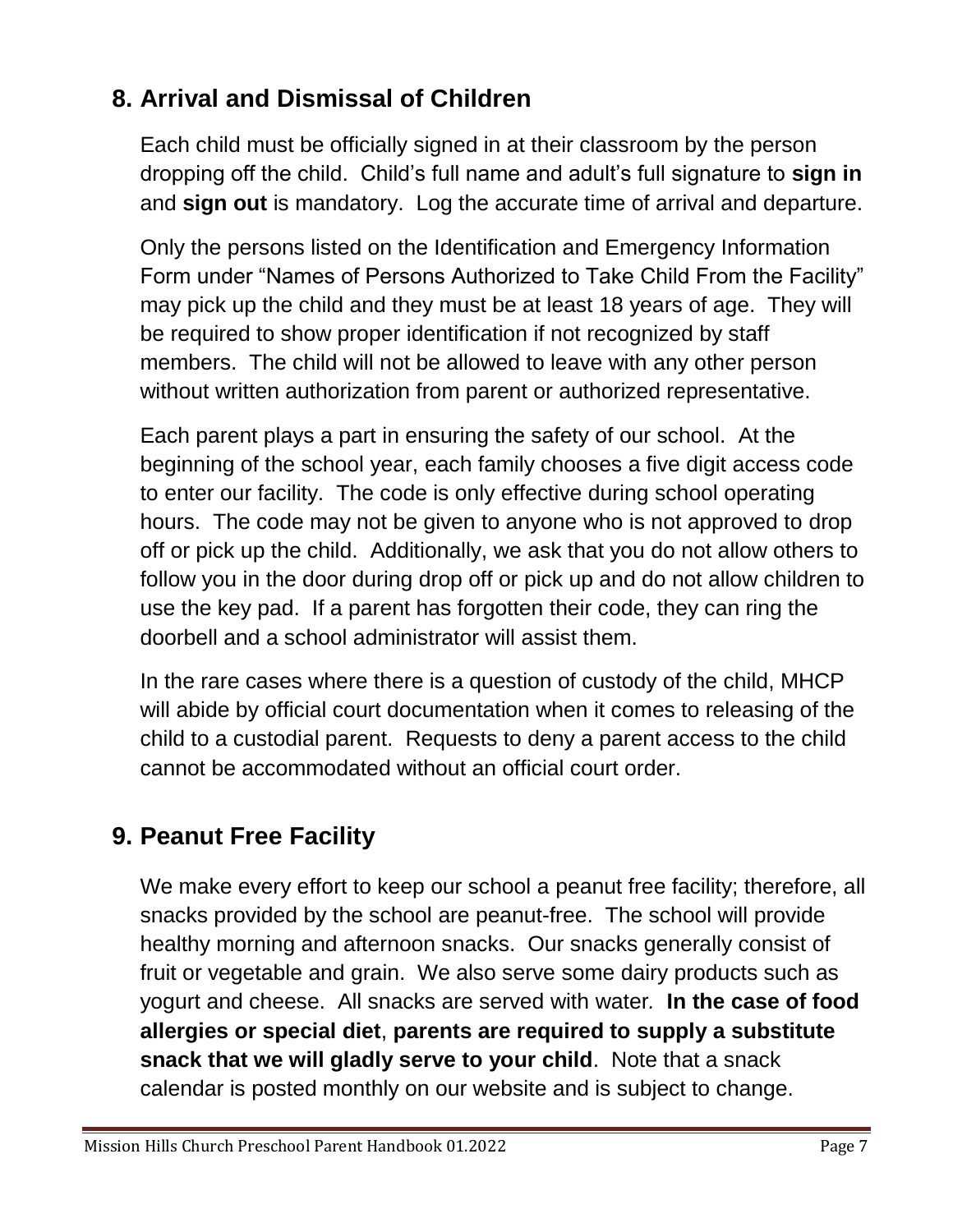## 8. Arrival and Dismissal of Children

Each child must be officially signed in at their classroom by the person dropping off the child. Child's full name and adult's full signature to **sign in** and **sign out** is mandatory. Log the accurate time of arrival and departure.

Only the persons listed on the Identification and Emergency Information Form under "Names of Persons Authorized to Take Child From the Facility" may pick up the child and they must be at least 18 years of age. They will be required to show proper identification if not recognized by staff members. The child will not be allowed to leave with any other person without written authorization from parent or authorized representative.

Each parent plays a part in ensuring the safety of our school. At the beginning of the school year, each family chooses a five digit access code to enter our facility. The code is only effective during school operating hours. The code may not be given to anyone who is not approved to drop off or pick up the child. Additionally, we ask that you do not allow others to follow you in the door during drop off or pick up and do not allow children to use the key pad. If a parent has forgotten their code, they can ring the doorbell and a school administrator will assist them.

In the rare cases where there is a question of custody of the child, MHCP will abide by official court documentation when it comes to releasing of the child to a custodial parent. Requests to deny a parent access to the child cannot be accommodated without an official court order.

## 9. Peanut Free Facility

We make every effort to keep our school a peanut free facility; therefore, all snacks provided by the school are peanut-free. The school will provide healthy morning and afternoon snacks. Our snacks generally consist of fruit or vegetable and grain. We also serve some dairy products such as yogurt and cheese. All snacks are served with water. **In the case of food allergies or special diet**, **parents are required to supply a substitute snack that we will gladly serve to your child**. Note that a snack calendar is posted monthly on our website and is subject to change.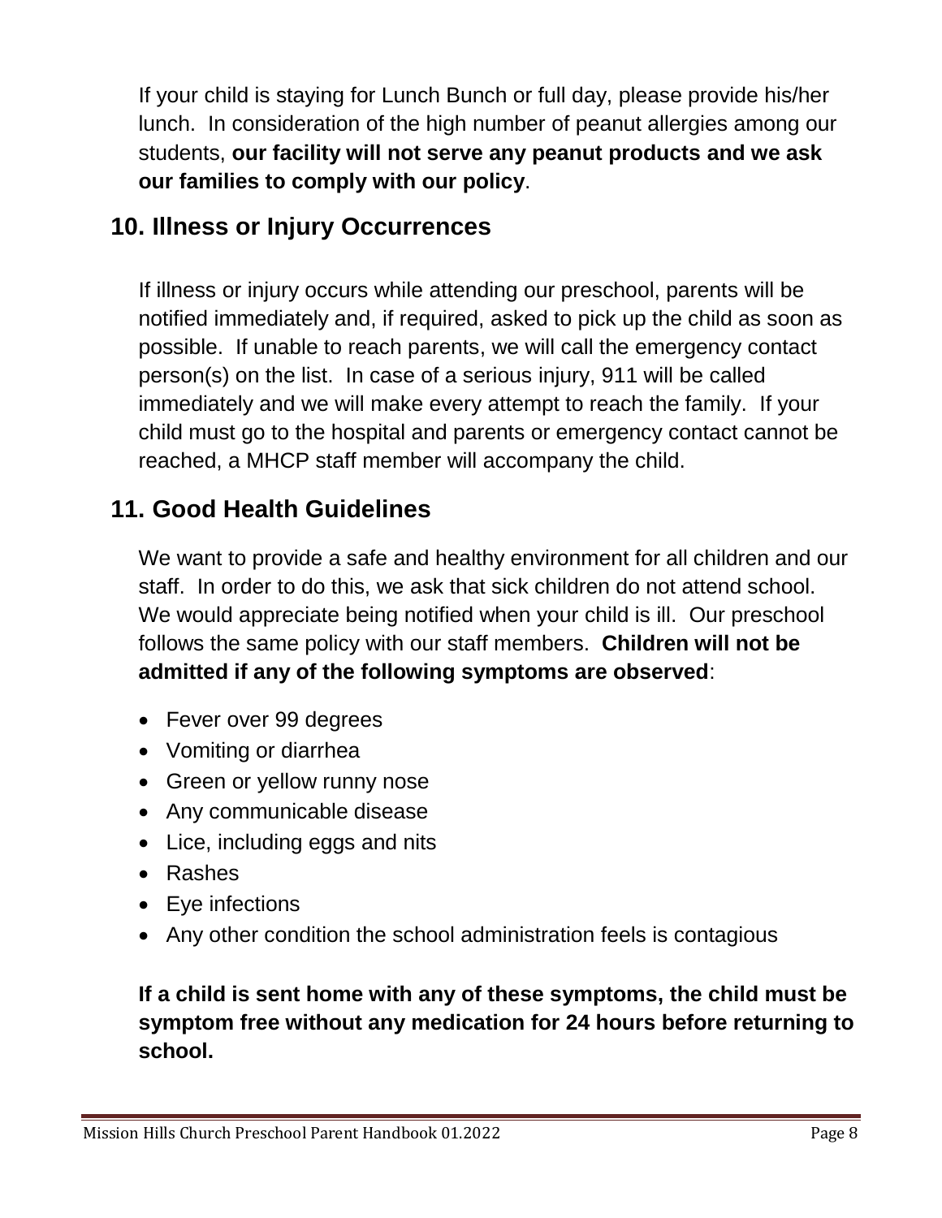If your child is staying for Lunch Bunch or full day, please provide his/her lunch. In consideration of the high number of peanut allergies among our students, **our facility will not serve any peanut products and we ask our families to comply with our policy**.

## 10. Illness or Injury Occurrences

If illness or injury occurs while attending our preschool, parents will be notified immediately and, if required, asked to pick up the child as soon as possible. If unable to reach parents, we will call the emergency contact person(s) on the list. In case of a serious injury, 911 will be called immediately and we will make every attempt to reach the family. If your child must go to the hospital and parents or emergency contact cannot be reached, a MHCP staff member will accompany the child.

## 11. Good Health Guidelines

We want to provide a safe and healthy environment for all children and our staff. In order to do this, we ask that sick children do not attend school. We would appreciate being notified when your child is ill. Our preschool follows the same policy with our staff members. **Children will not be admitted if any of the following symptoms are observed**:

- Fever over 99 degrees
- Vomiting or diarrhea
- Green or yellow runny nose
- Any communicable disease
- Lice, including eggs and nits
- Rashes
- Eye infections
- Any other condition the school administration feels is contagious

**If a child is sent home with any of these symptoms, the child must be symptom free without any medication for 24 hours before returning to school.**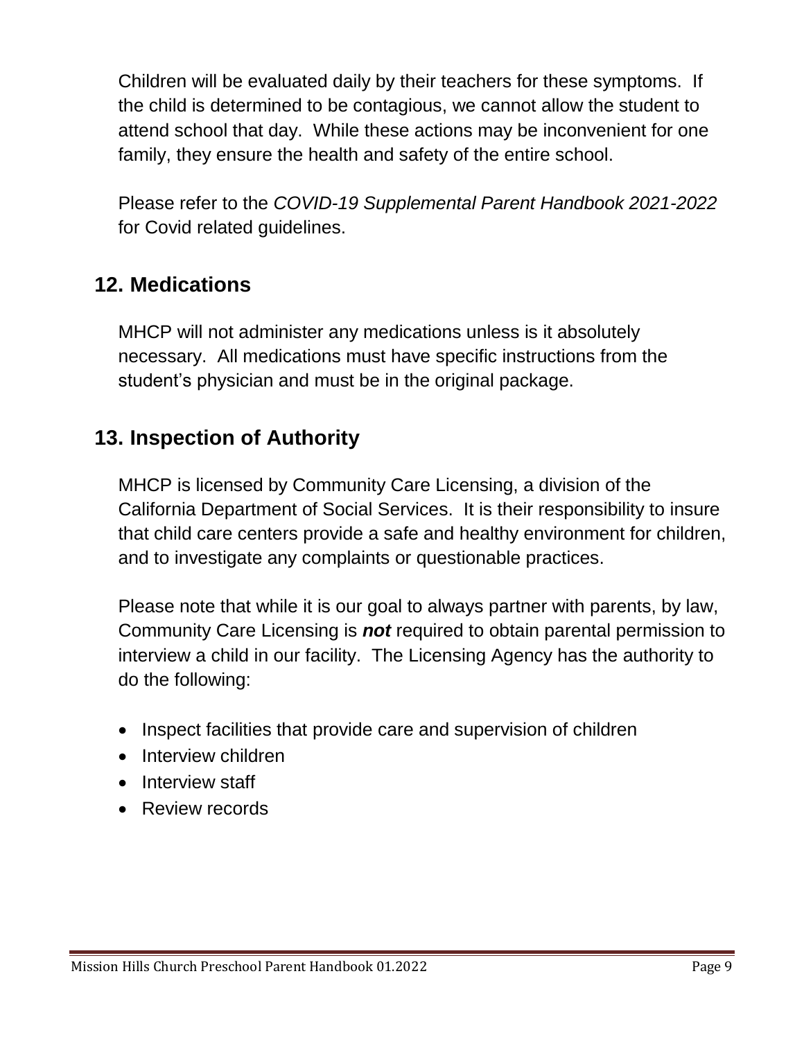Children will be evaluated daily by their teachers for these symptoms. If the child is determined to be contagious, we cannot allow the student to attend school that day. While these actions may be inconvenient for one family, they ensure the health and safety of the entire school.

Please refer to the *COVID-19 Supplemental Parent Handbook 2021-2022* for Covid related guidelines.

## 12. Medications

MHCP will not administer any medications unless is it absolutely necessary. All medications must have specific instructions from the student's physician and must be in the original package.

## 13. Inspection of Authority

MHCP is licensed by Community Care Licensing, a division of the California Department of Social Services. It is their responsibility to insure that child care centers provide a safe and healthy environment for children, and to investigate any complaints or questionable practices.

Please note that while it is our goal to always partner with parents, by law, Community Care Licensing is ***not*** required to obtain parental permission to interview a child in our facility. The Licensing Agency has the authority to do the following:

- Inspect facilities that provide care and supervision of children
- Interview children
- Interview staff
- Review records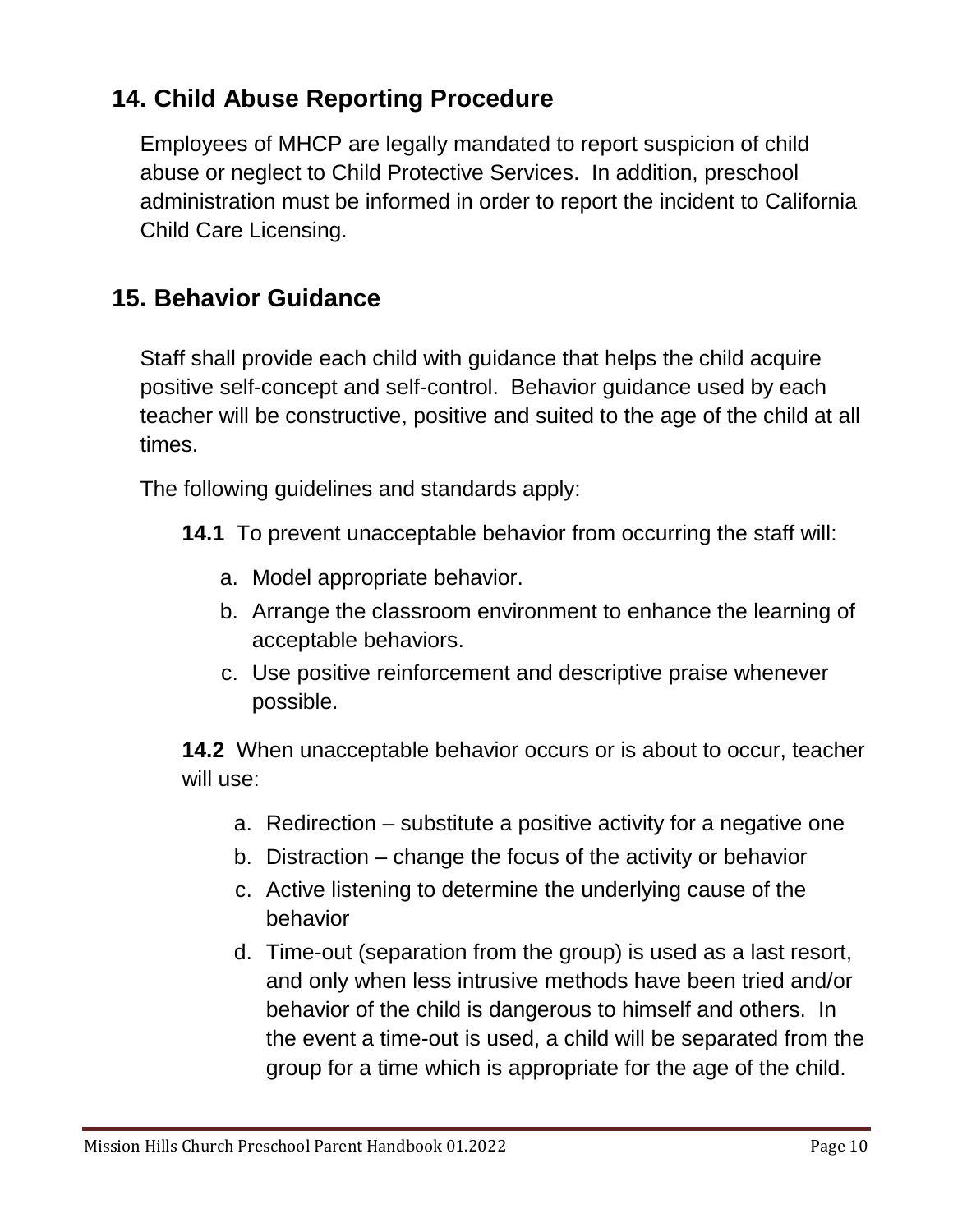## 14. Child Abuse Reporting Procedure

Employees of MHCP are legally mandated to report suspicion of child abuse or neglect to Child Protective Services. In addition, preschool administration must be informed in order to report the incident to California Child Care Licensing.

## 15. Behavior Guidance

Staff shall provide each child with guidance that helps the child acquire positive self-concept and self-control. Behavior guidance used by each teacher will be constructive, positive and suited to the age of the child at all times.

The following guidelines and standards apply:

**14.1** To prevent unacceptable behavior from occurring the staff will:

a. Model appropriate behavior.
b. Arrange the classroom environment to enhance the learning of acceptable behaviors.
c. Use positive reinforcement and descriptive praise whenever possible.

**14.2** When unacceptable behavior occurs or is about to occur, teacher will use:

a. Redirection – substitute a positive activity for a negative one
b. Distraction – change the focus of the activity or behavior
c. Active listening to determine the underlying cause of the behavior
d. Time-out (separation from the group) is used as a last resort, and only when less intrusive methods have been tried and/or behavior of the child is dangerous to himself and others. In the event a time-out is used, a child will be separated from the group for a time which is appropriate for the age of the child.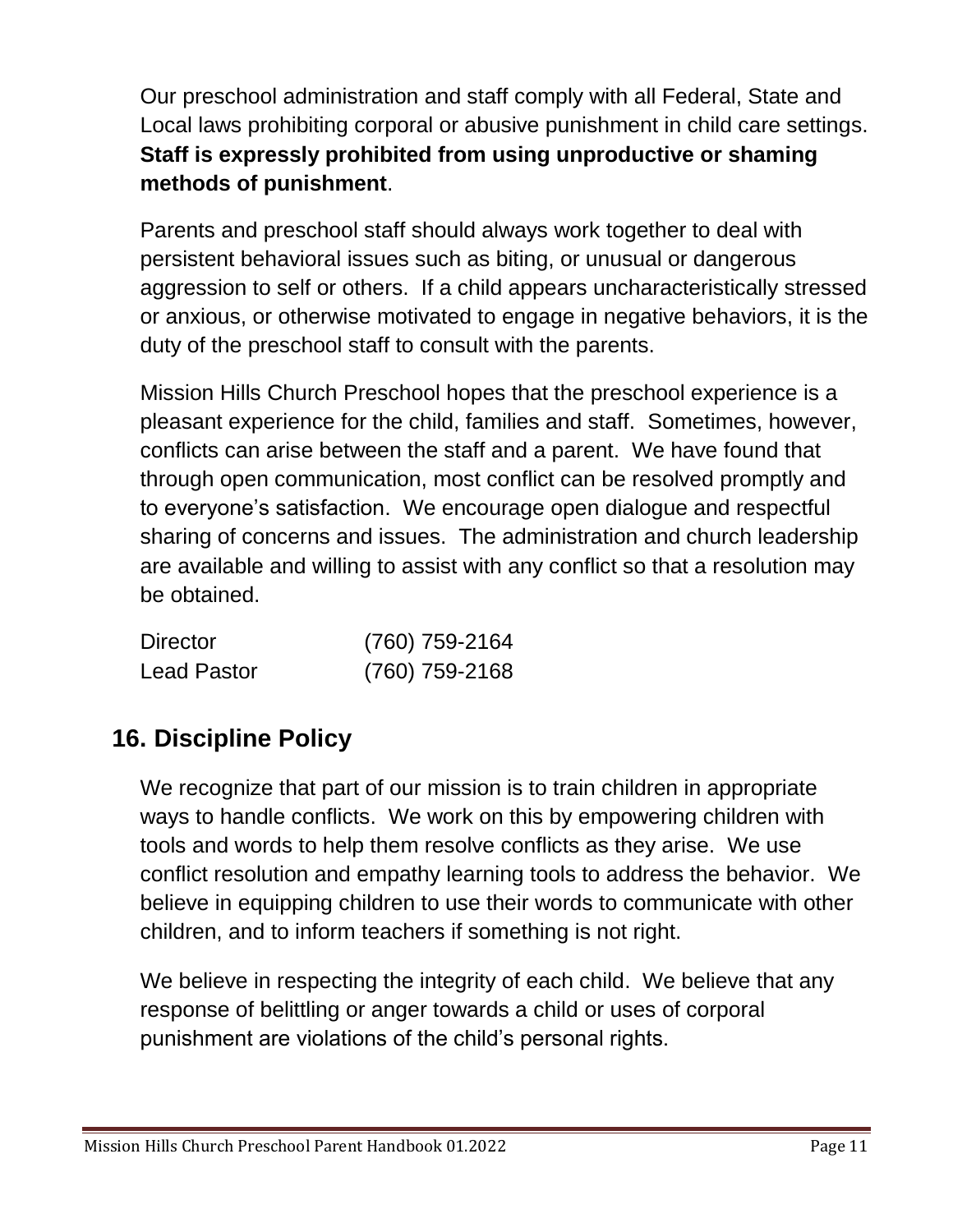Our preschool administration and staff comply with all Federal, State and Local laws prohibiting corporal or abusive punishment in child care settings. **Staff is expressly prohibited from using unproductive or shaming methods of punishment**.

Parents and preschool staff should always work together to deal with persistent behavioral issues such as biting, or unusual or dangerous aggression to self or others. If a child appears uncharacteristically stressed or anxious, or otherwise motivated to engage in negative behaviors, it is the duty of the preschool staff to consult with the parents.

Mission Hills Church Preschool hopes that the preschool experience is a pleasant experience for the child, families and staff. Sometimes, however, conflicts can arise between the staff and a parent. We have found that through open communication, most conflict can be resolved promptly and to everyone's satisfaction. We encourage open dialogue and respectful sharing of concerns and issues. The administration and church leadership are available and willing to assist with any conflict so that a resolution may be obtained.

| | |
|---|---|
| Director | (760) 759-2164 |
| Lead Pastor | (760) 759-2168 |

## 16. Discipline Policy

We recognize that part of our mission is to train children in appropriate ways to handle conflicts. We work on this by empowering children with tools and words to help them resolve conflicts as they arise. We use conflict resolution and empathy learning tools to address the behavior. We believe in equipping children to use their words to communicate with other children, and to inform teachers if something is not right.

We believe in respecting the integrity of each child. We believe that any response of belittling or anger towards a child or uses of corporal punishment are violations of the child's personal rights.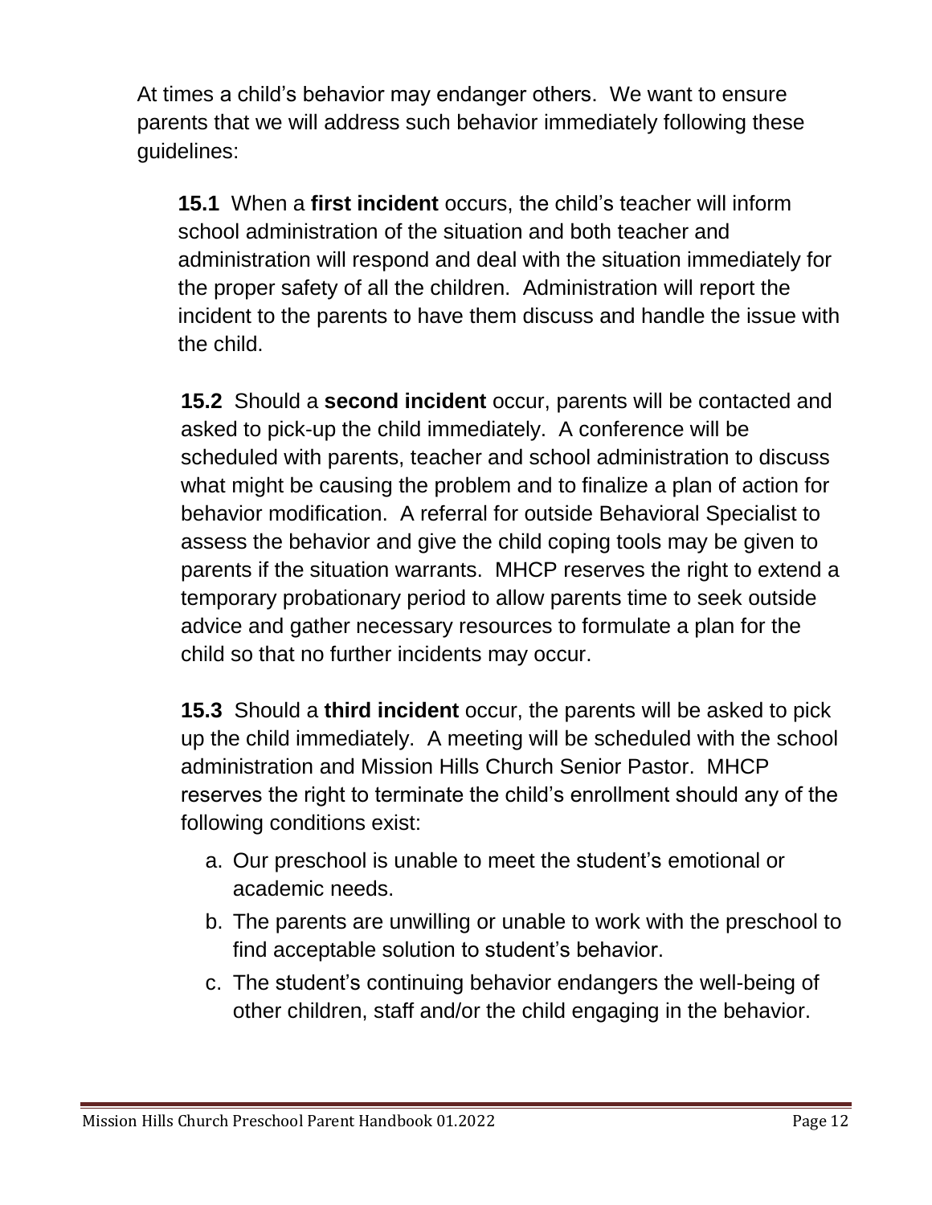At times a child's behavior may endanger others. We want to ensure parents that we will address such behavior immediately following these guidelines:

**15.1** When a **first incident** occurs, the child's teacher will inform school administration of the situation and both teacher and administration will respond and deal with the situation immediately for the proper safety of all the children. Administration will report the incident to the parents to have them discuss and handle the issue with the child.

**15.2** Should a **second incident** occur, parents will be contacted and asked to pick-up the child immediately. A conference will be scheduled with parents, teacher and school administration to discuss what might be causing the problem and to finalize a plan of action for behavior modification. A referral for outside Behavioral Specialist to assess the behavior and give the child coping tools may be given to parents if the situation warrants. MHCP reserves the right to extend a temporary probationary period to allow parents time to seek outside advice and gather necessary resources to formulate a plan for the child so that no further incidents may occur.

**15.3** Should a **third incident** occur, the parents will be asked to pick up the child immediately. A meeting will be scheduled with the school administration and Mission Hills Church Senior Pastor. MHCP reserves the right to terminate the child's enrollment should any of the following conditions exist:

a. Our preschool is unable to meet the student's emotional or academic needs.
b. The parents are unwilling or unable to work with the preschool to find acceptable solution to student's behavior.
c. The student's continuing behavior endangers the well-being of other children, staff and/or the child engaging in the behavior.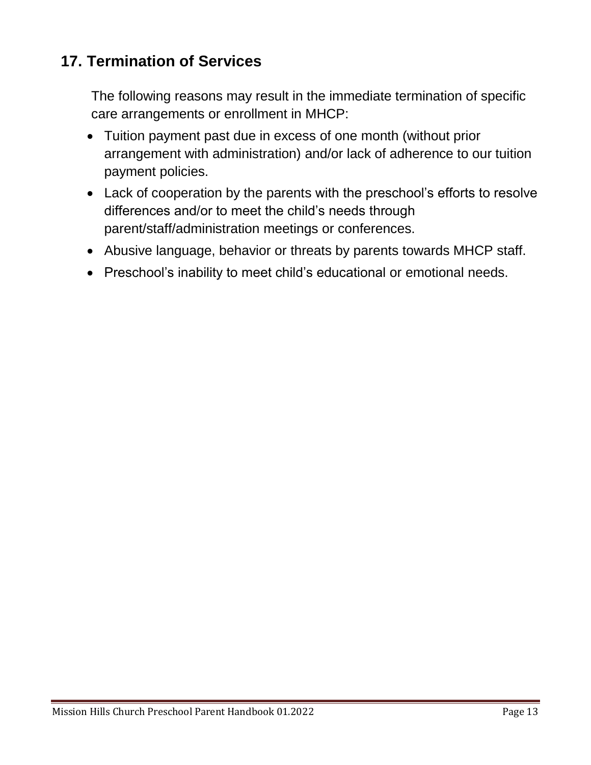## 17. Termination of Services

The following reasons may result in the immediate termination of specific care arrangements or enrollment in MHCP:

- Tuition payment past due in excess of one month (without prior arrangement with administration) and/or lack of adherence to our tuition payment policies.
- Lack of cooperation by the parents with the preschool's efforts to resolve differences and/or to meet the child's needs through parent/staff/administration meetings or conferences.
- Abusive language, behavior or threats by parents towards MHCP staff.
- Preschool's inability to meet child's educational or emotional needs.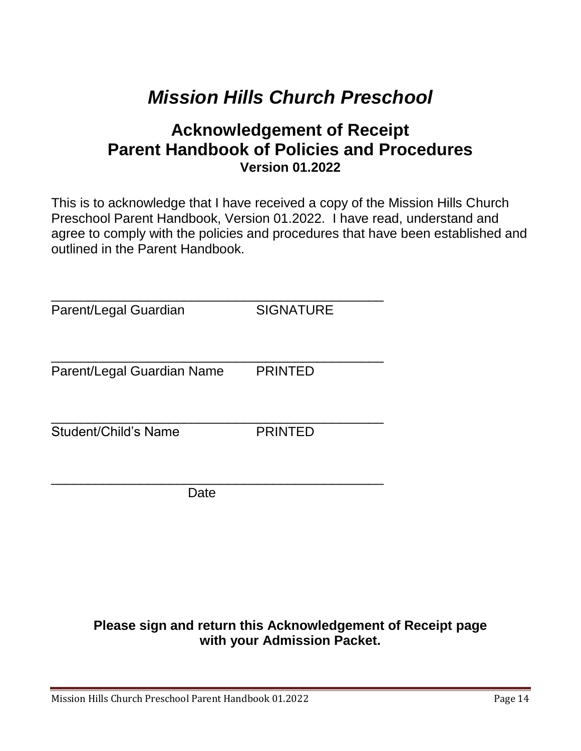# *Mission Hills Church Preschool*

## Acknowledgement of Receipt
## Parent Handbook of Policies and Procedures
### Version 01.2022

This is to acknowledge that I have received a copy of the Mission Hills Church Preschool Parent Handbook, Version 01.2022. I have read, understand and agree to comply with the policies and procedures that have been established and outlined in the Parent Handbook.

______________________________________________
Parent/Legal Guardian SIGNATURE

______________________________________________
Parent/Legal Guardian Name PRINTED

______________________________________________
Student/Child's Name PRINTED

______________________________________________
Date

**Please sign and return this Acknowledgement of Receipt page with your Admission Packet.**